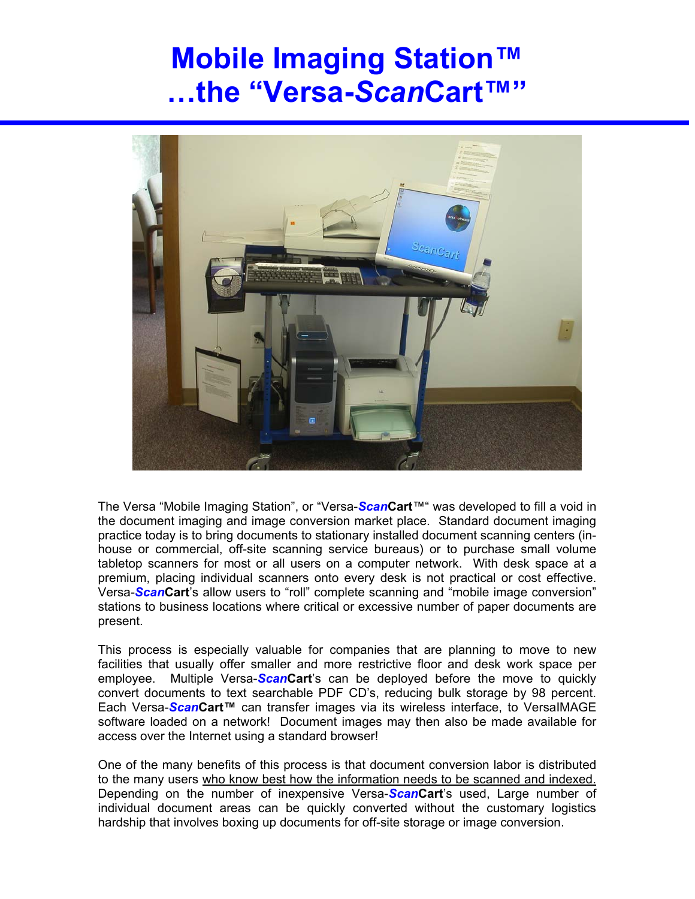# Mobile Imaging Station™
# …the "Versa-*Scan*Cart™"

The Versa "Mobile Imaging Station", or "Versa-***Scan*****Cart**™" was developed to fill a void in the document imaging and image conversion market place. Standard document imaging practice today is to bring documents to stationary installed document scanning centers (in-house or commercial, off-site scanning service bureaus) or to purchase small volume tabletop scanners for most or all users on a computer network. With desk space at a premium, placing individual scanners onto every desk is not practical or cost effective. Versa-***Scan*****Cart**'s allow users to "roll" complete scanning and "mobile image conversion" stations to business locations where critical or excessive number of paper documents are present.

This process is especially valuable for companies that are planning to move to new facilities that usually offer smaller and more restrictive floor and desk work space per employee. Multiple Versa-***Scan*****Cart**'s can be deployed before the move to quickly convert documents to text searchable PDF CD's, reducing bulk storage by 98 percent. Each Versa-***Scan*****Cart™** can transfer images via its wireless interface, to VersaIMAGE software loaded on a network! Document images may then also be made available for access over the Internet using a standard browser!

One of the many benefits of this process is that document conversion labor is distributed to the many users <u>who know best how the information needs to be scanned and indexed.</u> Depending on the number of inexpensive Versa-***Scan*****Cart**'s used, Large number of individual document areas can be quickly converted without the customary logistics hardship that involves boxing up documents for off-site storage or image conversion.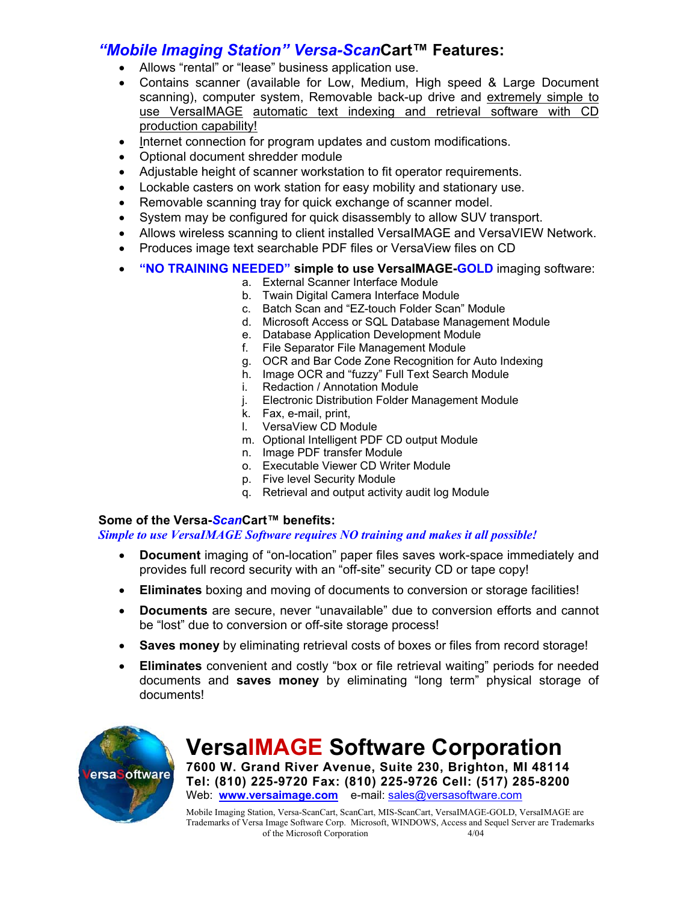## *"Mobile Imaging Station" Versa-Scan*Cart™ Features:

- Allows "rental" or "lease" business application use.
- Contains scanner (available for Low, Medium, High speed & Large Document scanning), computer system, Removable back-up drive and extremely simple to use VersaIMAGE automatic text indexing and retrieval software with CD production capability!
- Internet connection for program updates and custom modifications.
- Optional document shredder module
- Adjustable height of scanner workstation to fit operator requirements.
- Lockable casters on work station for easy mobility and stationary use.
- Removable scanning tray for quick exchange of scanner model.
- System may be configured for quick disassembly to allow SUV transport.
- Allows wireless scanning to client installed VersaIMAGE and VersaVIEW Network.
- Produces image text searchable PDF files or VersaView files on CD
- **"NO TRAINING NEEDED" simple to use VersaIMAGE-GOLD** imaging software:
  a. External Scanner Interface Module
  b. Twain Digital Camera Interface Module
  c. Batch Scan and "EZ-touch Folder Scan" Module
  d. Microsoft Access or SQL Database Management Module
  e. Database Application Development Module
  f. File Separator File Management Module
  g. OCR and Bar Code Zone Recognition for Auto Indexing
  h. Image OCR and "fuzzy" Full Text Search Module
  i. Redaction / Annotation Module
  j. Electronic Distribution Folder Management Module
  k. Fax, e-mail, print,
  l. VersaView CD Module
  m. Optional Intelligent PDF CD output Module
  n. Image PDF transfer Module
  o. Executable Viewer CD Writer Module
  p. Five level Security Module
  q. Retrieval and output activity audit log Module

**Some of the Versa-*Scan*Cart™ benefits:**

***Simple to use VersaIMAGE Software requires NO training and makes it all possible!***

- **Document** imaging of "on-location" paper files saves work-space immediately and provides full record security with an "off-site" security CD or tape copy!
- **Eliminates** boxing and moving of documents to conversion or storage facilities!
- **Documents** are secure, never "unavailable" due to conversion efforts and cannot be "lost" due to conversion or off-site storage process!
- **Saves money** by eliminating retrieval costs of boxes or files from record storage!
- **Eliminates** convenient and costly "box or file retrieval waiting" periods for needed documents and **saves money** by eliminating "long term" physical storage of documents!

VersaSoftware

# VersaIMAGE Software Corporation

**7600 W. Grand River Avenue, Suite 230, Brighton, MI 48114**
**Tel: (810) 225-9720 Fax: (810) 225-9726 Cell: (517) 285-8200**
Web: **www.versaimage.com** e-mail: sales@versasoftware.com

Mobile Imaging Station, Versa-ScanCart, ScanCart, MIS-ScanCart, VersaIMAGE-GOLD, VersaIMAGE are Trademarks of Versa Image Software Corp. Microsoft, WINDOWS, Access and Sequel Server are Trademarks of the Microsoft Corporation 4/04